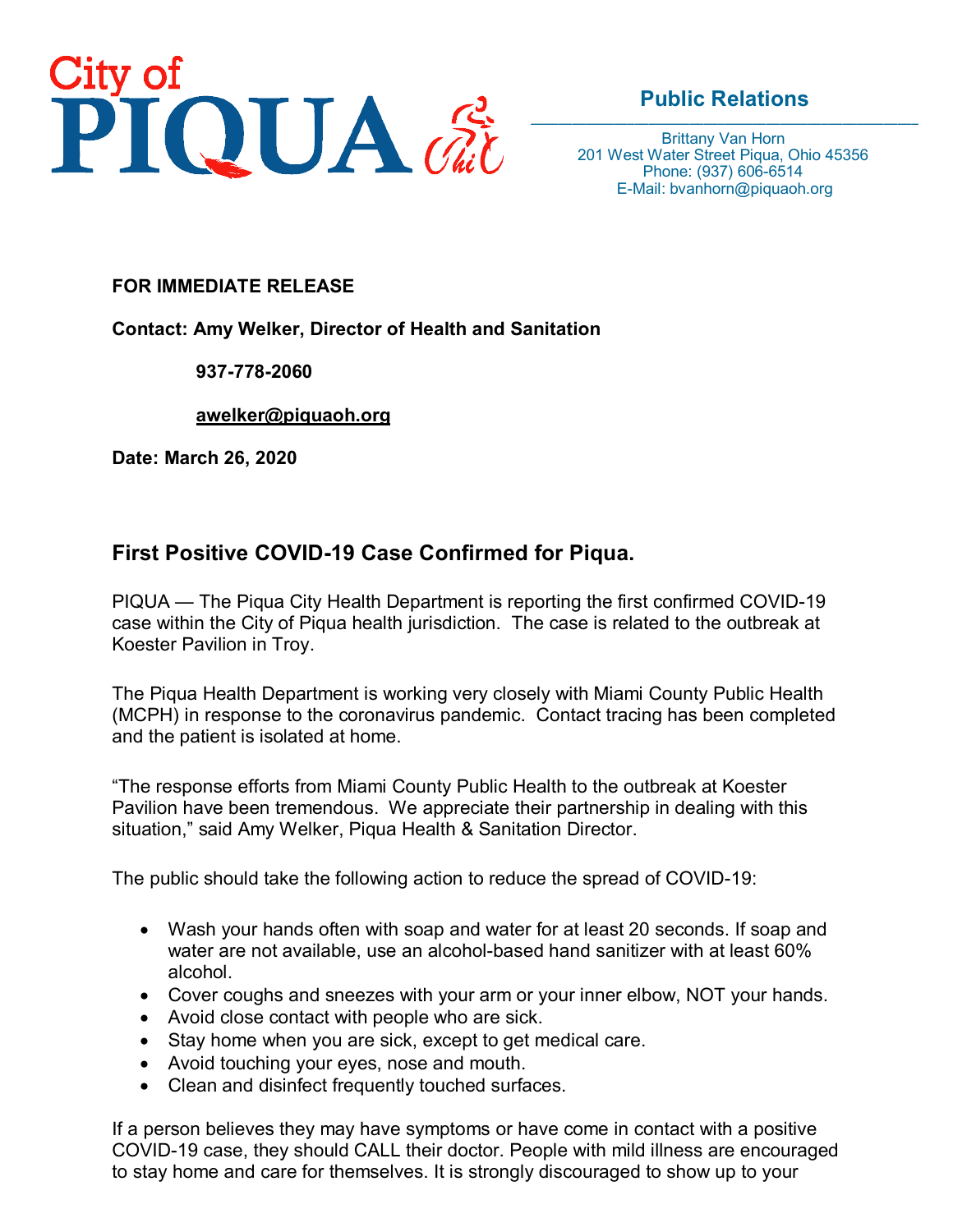City of PIQUA

**Public Relations**

Brittany Van Horn
201 West Water Street Piqua, Ohio 45356
Phone: (937) 606-6514
E-Mail: bvanhorn@piquaoh.org

**FOR IMMEDIATE RELEASE**

**Contact: Amy Welker, Director of Health and Sanitation**

**937-778-2060**

**awelker@piquaoh.org**

**Date: March 26, 2020**

## First Positive COVID-19 Case Confirmed for Piqua.

PIQUA — The Piqua City Health Department is reporting the first confirmed COVID-19 case within the City of Piqua health jurisdiction. The case is related to the outbreak at Koester Pavilion in Troy.

The Piqua Health Department is working very closely with Miami County Public Health (MCPH) in response to the coronavirus pandemic. Contact tracing has been completed and the patient is isolated at home.

"The response efforts from Miami County Public Health to the outbreak at Koester Pavilion have been tremendous. We appreciate their partnership in dealing with this situation," said Amy Welker, Piqua Health & Sanitation Director.

The public should take the following action to reduce the spread of COVID-19:

- Wash your hands often with soap and water for at least 20 seconds. If soap and water are not available, use an alcohol-based hand sanitizer with at least 60% alcohol.
- Cover coughs and sneezes with your arm or your inner elbow, NOT your hands.
- Avoid close contact with people who are sick.
- Stay home when you are sick, except to get medical care.
- Avoid touching your eyes, nose and mouth.
- Clean and disinfect frequently touched surfaces.

If a person believes they may have symptoms or have come in contact with a positive COVID-19 case, they should CALL their doctor. People with mild illness are encouraged to stay home and care for themselves. It is strongly discouraged to show up to your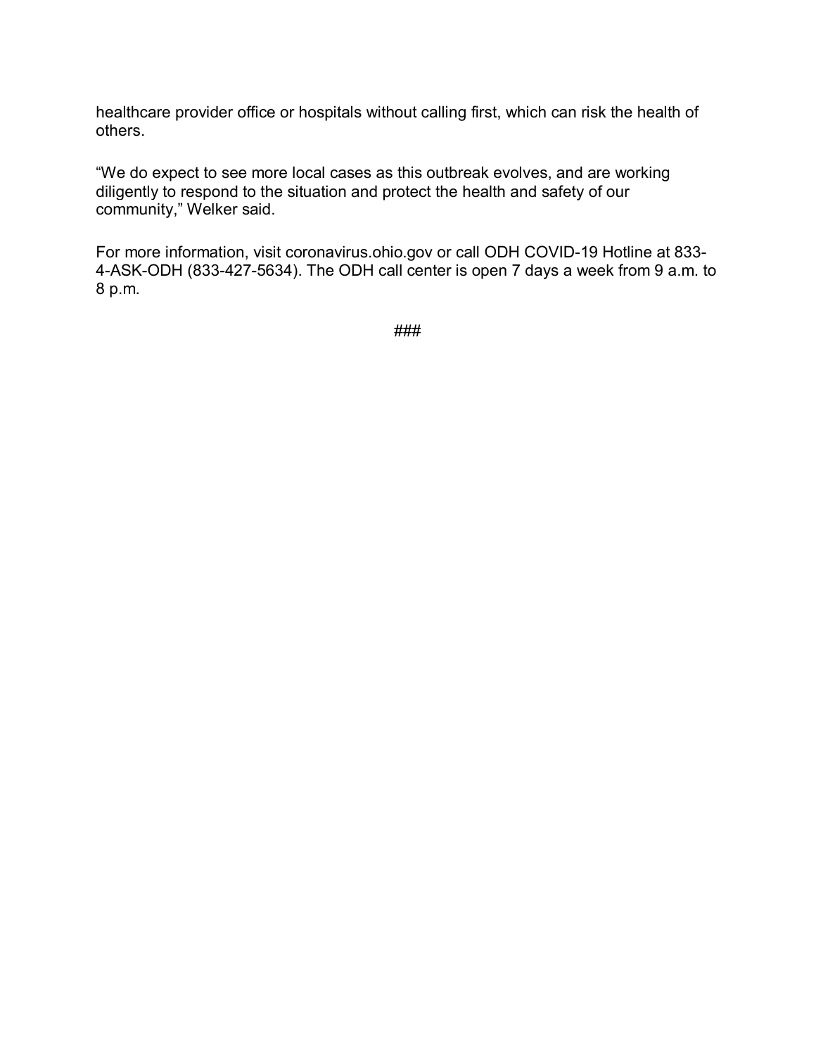healthcare provider office or hospitals without calling first, which can risk the health of others.

"We do expect to see more local cases as this outbreak evolves, and are working diligently to respond to the situation and protect the health and safety of our community," Welker said.

For more information, visit coronavirus.ohio.gov or call ODH COVID-19 Hotline at 833-4-ASK-ODH (833-427-5634). The ODH call center is open 7 days a week from 9 a.m. to 8 p.m.

###